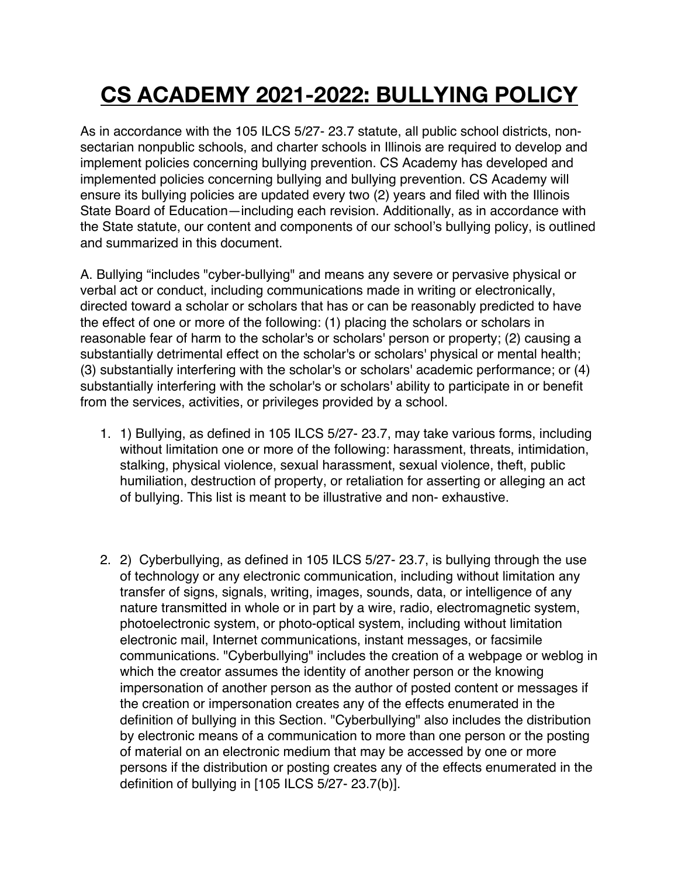# CS ACADEMY 2021-2022: BULLYING POLICY

As in accordance with the 105 ILCS 5/27- 23.7 statute, all public school districts, non-sectarian nonpublic schools, and charter schools in Illinois are required to develop and implement policies concerning bullying prevention. CS Academy has developed and implemented policies concerning bullying and bullying prevention. CS Academy will ensure its bullying policies are updated every two (2) years and filed with the Illinois State Board of Education—including each revision. Additionally, as in accordance with the State statute, our content and components of our school's bullying policy, is outlined and summarized in this document.

A. Bullying "includes "cyber-bullying" and means any severe or pervasive physical or verbal act or conduct, including communications made in writing or electronically, directed toward a scholar or scholars that has or can be reasonably predicted to have the effect of one or more of the following: (1) placing the scholars or scholars in reasonable fear of harm to the scholar's or scholars' person or property; (2) causing a substantially detrimental effect on the scholar's or scholars' physical or mental health; (3) substantially interfering with the scholar's or scholars' academic performance; or (4) substantially interfering with the scholar's or scholars' ability to participate in or benefit from the services, activities, or privileges provided by a school.

1. 1) Bullying, as defined in 105 ILCS 5/27- 23.7, may take various forms, including without limitation one or more of the following: harassment, threats, intimidation, stalking, physical violence, sexual harassment, sexual violence, theft, public humiliation, destruction of property, or retaliation for asserting or alleging an act of bullying. This list is meant to be illustrative and non- exhaustive.

2. 2) Cyberbullying, as defined in 105 ILCS 5/27- 23.7, is bullying through the use of technology or any electronic communication, including without limitation any transfer of signs, signals, writing, images, sounds, data, or intelligence of any nature transmitted in whole or in part by a wire, radio, electromagnetic system, photoelectronic system, or photo-optical system, including without limitation electronic mail, Internet communications, instant messages, or facsimile communications. "Cyberbullying" includes the creation of a webpage or weblog in which the creator assumes the identity of another person or the knowing impersonation of another person as the author of posted content or messages if the creation or impersonation creates any of the effects enumerated in the definition of bullying in this Section. "Cyberbullying" also includes the distribution by electronic means of a communication to more than one person or the posting of material on an electronic medium that may be accessed by one or more persons if the distribution or posting creates any of the effects enumerated in the definition of bullying in [105 ILCS 5/27- 23.7(b)].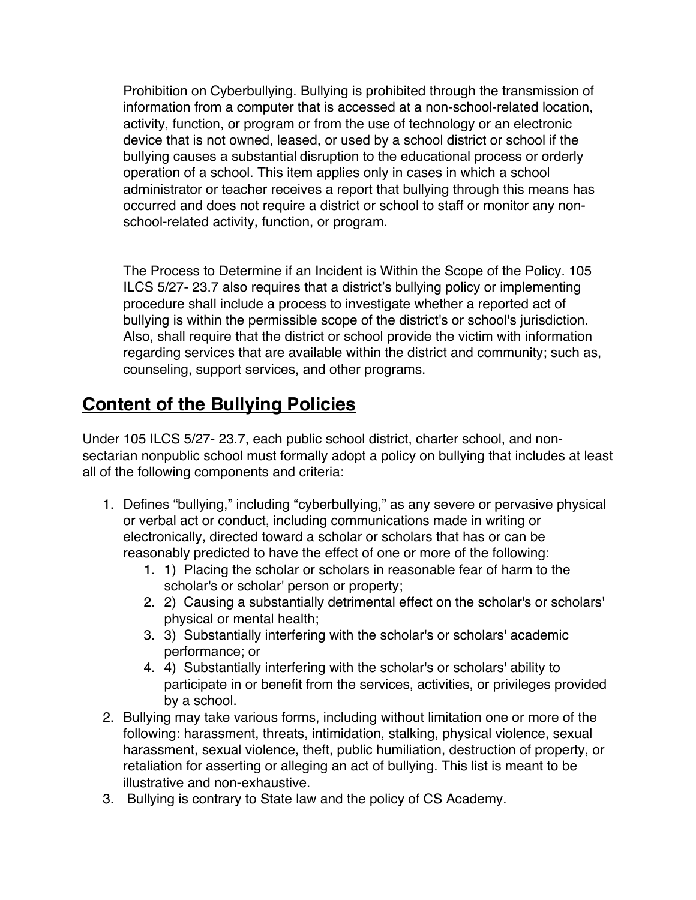Prohibition on Cyberbullying. Bullying is prohibited through the transmission of information from a computer that is accessed at a non-school-related location, activity, function, or program or from the use of technology or an electronic device that is not owned, leased, or used by a school district or school if the bullying causes a substantial disruption to the educational process or orderly operation of a school. This item applies only in cases in which a school administrator or teacher receives a report that bullying through this means has occurred and does not require a district or school to staff or monitor any non-school-related activity, function, or program.

The Process to Determine if an Incident is Within the Scope of the Policy. 105 ILCS 5/27- 23.7 also requires that a district's bullying policy or implementing procedure shall include a process to investigate whether a reported act of bullying is within the permissible scope of the district's or school's jurisdiction. Also, shall require that the district or school provide the victim with information regarding services that are available within the district and community; such as, counseling, support services, and other programs.

## Content of the Bullying Policies

Under 105 ILCS 5/27- 23.7, each public school district, charter school, and non-sectarian nonpublic school must formally adopt a policy on bullying that includes at least all of the following components and criteria:

1. Defines "bullying," including "cyberbullying," as any severe or pervasive physical or verbal act or conduct, including communications made in writing or electronically, directed toward a scholar or scholars that has or can be reasonably predicted to have the effect of one or more of the following:
    1. 1) Placing the scholar or scholars in reasonable fear of harm to the scholar's or scholar' person or property;
    2. 2) Causing a substantially detrimental effect on the scholar's or scholars' physical or mental health;
    3. 3) Substantially interfering with the scholar's or scholars' academic performance; or
    4. 4) Substantially interfering with the scholar's or scholars' ability to participate in or benefit from the services, activities, or privileges provided by a school.
2. Bullying may take various forms, including without limitation one or more of the following: harassment, threats, intimidation, stalking, physical violence, sexual harassment, sexual violence, theft, public humiliation, destruction of property, or retaliation for asserting or alleging an act of bullying. This list is meant to be illustrative and non-exhaustive.
3. Bullying is contrary to State law and the policy of CS Academy.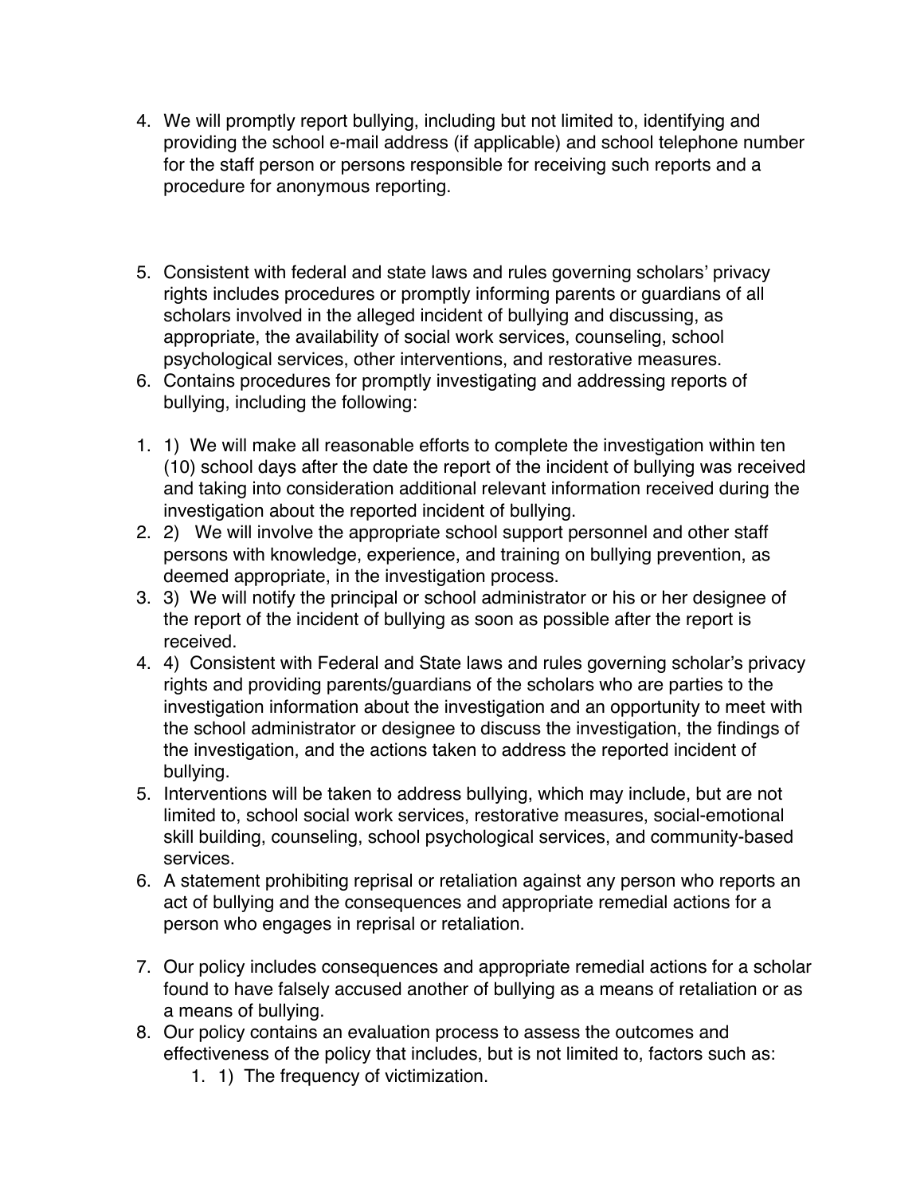4. We will promptly report bullying, including but not limited to, identifying and providing the school e-mail address (if applicable) and school telephone number for the staff person or persons responsible for receiving such reports and a procedure for anonymous reporting.

5. Consistent with federal and state laws and rules governing scholars' privacy rights includes procedures or promptly informing parents or guardians of all scholars involved in the alleged incident of bullying and discussing, as appropriate, the availability of social work services, counseling, school psychological services, other interventions, and restorative measures.
6. Contains procedures for promptly investigating and addressing reports of bullying, including the following:

1. 1) We will make all reasonable efforts to complete the investigation within ten (10) school days after the date the report of the incident of bullying was received and taking into consideration additional relevant information received during the investigation about the reported incident of bullying.
2. 2) We will involve the appropriate school support personnel and other staff persons with knowledge, experience, and training on bullying prevention, as deemed appropriate, in the investigation process.
3. 3) We will notify the principal or school administrator or his or her designee of the report of the incident of bullying as soon as possible after the report is received.
4. 4) Consistent with Federal and State laws and rules governing scholar's privacy rights and providing parents/guardians of the scholars who are parties to the investigation information about the investigation and an opportunity to meet with the school administrator or designee to discuss the investigation, the findings of the investigation, and the actions taken to address the reported incident of bullying.
5. Interventions will be taken to address bullying, which may include, but are not limited to, school social work services, restorative measures, social-emotional skill building, counseling, school psychological services, and community-based services.
6. A statement prohibiting reprisal or retaliation against any person who reports an act of bullying and the consequences and appropriate remedial actions for a person who engages in reprisal or retaliation.

7. Our policy includes consequences and appropriate remedial actions for a scholar found to have falsely accused another of bullying as a means of retaliation or as a means of bullying.
8. Our policy contains an evaluation process to assess the outcomes and effectiveness of the policy that includes, but is not limited to, factors such as:
    1. 1) The frequency of victimization.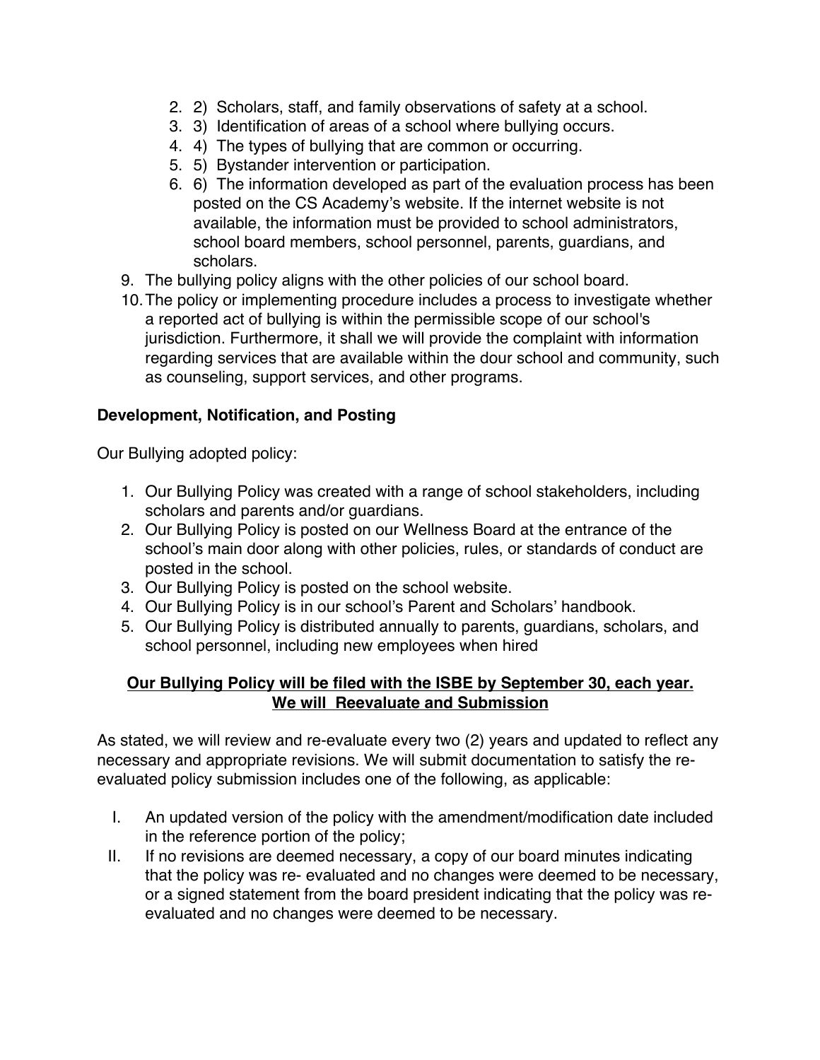2. 2) Scholars, staff, and family observations of safety at a school.
3. 3) Identification of areas of a school where bullying occurs.
4. 4) The types of bullying that are common or occurring.
5. 5) Bystander intervention or participation.
6. 6) The information developed as part of the evaluation process has been posted on the CS Academy's website. If the internet website is not available, the information must be provided to school administrators, school board members, school personnel, parents, guardians, and scholars.

9. The bullying policy aligns with the other policies of our school board.
10. The policy or implementing procedure includes a process to investigate whether a reported act of bullying is within the permissible scope of our school's jurisdiction. Furthermore, it shall we will provide the complaint with information regarding services that are available within the dour school and community, such as counseling, support services, and other programs.

**Development, Notification, and Posting**

Our Bullying adopted policy:

1. Our Bullying Policy was created with a range of school stakeholders, including scholars and parents and/or guardians.
2. Our Bullying Policy is posted on our Wellness Board at the entrance of the school's main door along with other policies, rules, or standards of conduct are posted in the school.
3. Our Bullying Policy is posted on the school website.
4. Our Bullying Policy is in our school's Parent and Scholars' handbook.
5. Our Bullying Policy is distributed annually to parents, guardians, scholars, and school personnel, including new employees when hired

<u>**Our Bullying Policy will be filed with the ISBE by September 30, each year. We will Reevaluate and Submission**</u>

As stated, we will review and re-evaluate every two (2) years and updated to reflect any necessary and appropriate revisions. We will submit documentation to satisfy the re-evaluated policy submission includes one of the following, as applicable:

I. An updated version of the policy with the amendment/modification date included in the reference portion of the policy;
II. If no revisions are deemed necessary, a copy of our board minutes indicating that the policy was re- evaluated and no changes were deemed to be necessary, or a signed statement from the board president indicating that the policy was re-evaluated and no changes were deemed to be necessary.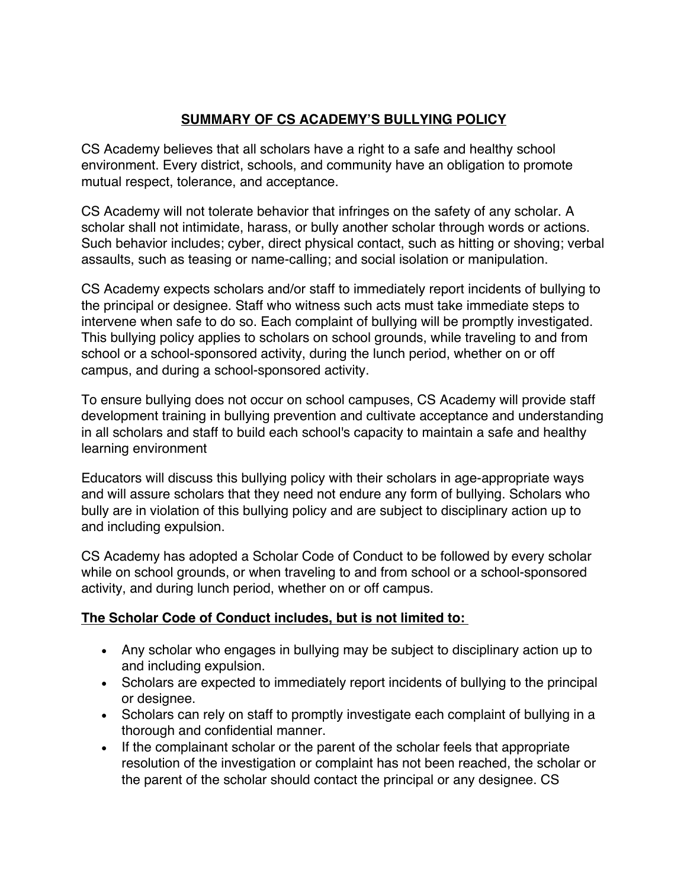## SUMMARY OF CS ACADEMY'S BULLYING POLICY

CS Academy believes that all scholars have a right to a safe and healthy school environment. Every district, schools, and community have an obligation to promote mutual respect, tolerance, and acceptance.

CS Academy will not tolerate behavior that infringes on the safety of any scholar. A scholar shall not intimidate, harass, or bully another scholar through words or actions. Such behavior includes; cyber, direct physical contact, such as hitting or shoving; verbal assaults, such as teasing or name-calling; and social isolation or manipulation.

CS Academy expects scholars and/or staff to immediately report incidents of bullying to the principal or designee. Staff who witness such acts must take immediate steps to intervene when safe to do so. Each complaint of bullying will be promptly investigated. This bullying policy applies to scholars on school grounds, while traveling to and from school or a school-sponsored activity, during the lunch period, whether on or off campus, and during a school-sponsored activity.

To ensure bullying does not occur on school campuses, CS Academy will provide staff development training in bullying prevention and cultivate acceptance and understanding in all scholars and staff to build each school's capacity to maintain a safe and healthy learning environment

Educators will discuss this bullying policy with their scholars in age-appropriate ways and will assure scholars that they need not endure any form of bullying. Scholars who bully are in violation of this bullying policy and are subject to disciplinary action up to and including expulsion.

CS Academy has adopted a Scholar Code of Conduct to be followed by every scholar while on school grounds, or when traveling to and from school or a school-sponsored activity, and during lunch period, whether on or off campus.

**The Scholar Code of Conduct includes, but is not limited to:**

- Any scholar who engages in bullying may be subject to disciplinary action up to and including expulsion.
- Scholars are expected to immediately report incidents of bullying to the principal or designee.
- Scholars can rely on staff to promptly investigate each complaint of bullying in a thorough and confidential manner.
- If the complainant scholar or the parent of the scholar feels that appropriate resolution of the investigation or complaint has not been reached, the scholar or the parent of the scholar should contact the principal or any designee. CS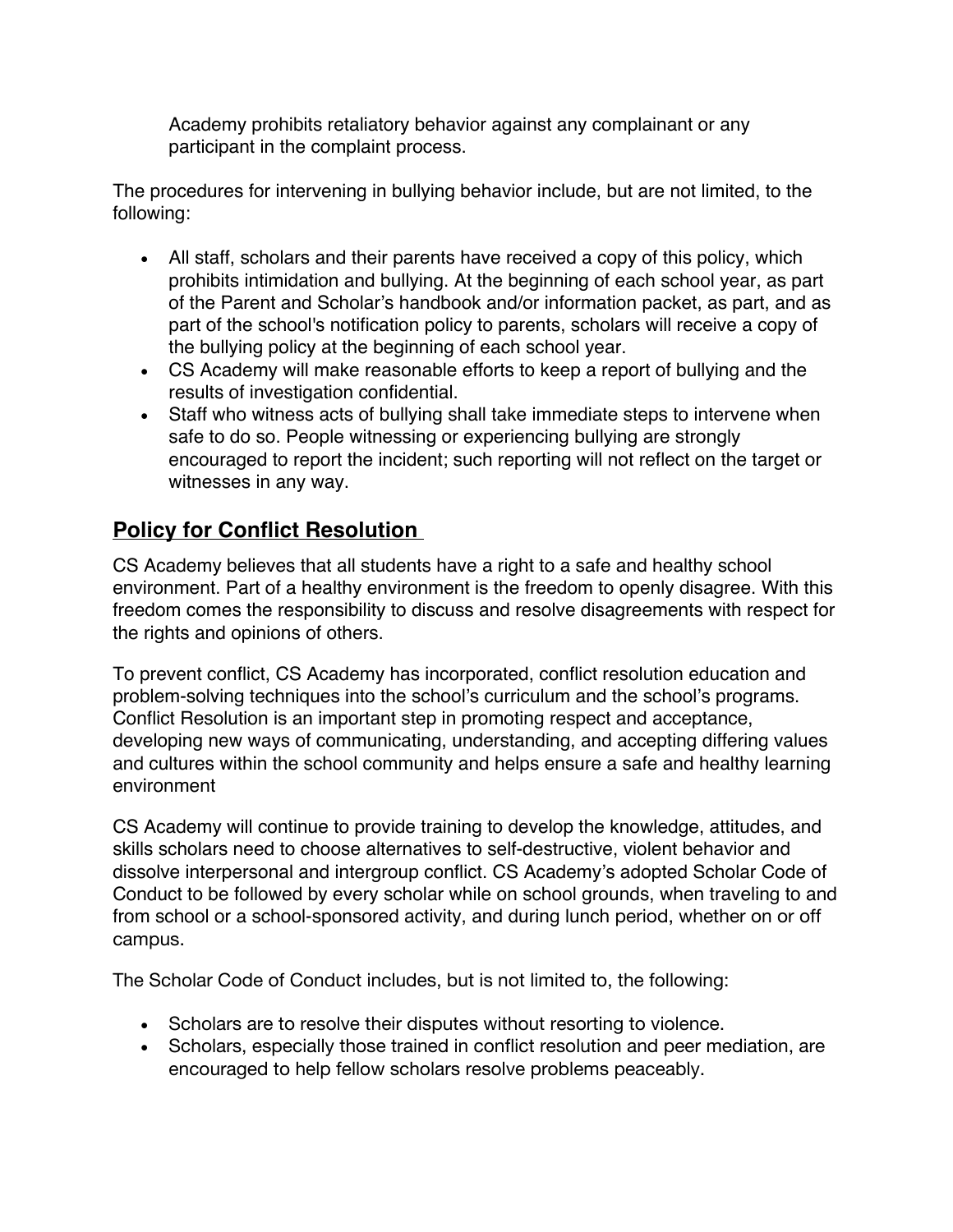Academy prohibits retaliatory behavior against any complainant or any participant in the complaint process.

The procedures for intervening in bullying behavior include, but are not limited, to the following:

- All staff, scholars and their parents have received a copy of this policy, which prohibits intimidation and bullying. At the beginning of each school year, as part of the Parent and Scholar's handbook and/or information packet, as part, and as part of the school's notification policy to parents, scholars will receive a copy of the bullying policy at the beginning of each school year.
- CS Academy will make reasonable efforts to keep a report of bullying and the results of investigation confidential.
- Staff who witness acts of bullying shall take immediate steps to intervene when safe to do so. People witnessing or experiencing bullying are strongly encouraged to report the incident; such reporting will not reflect on the target or witnesses in any way.

## **Policy for Conflict Resolution**

CS Academy believes that all students have a right to a safe and healthy school environment. Part of a healthy environment is the freedom to openly disagree. With this freedom comes the responsibility to discuss and resolve disagreements with respect for the rights and opinions of others.

To prevent conflict, CS Academy has incorporated, conflict resolution education and problem-solving techniques into the school's curriculum and the school's programs. Conflict Resolution is an important step in promoting respect and acceptance, developing new ways of communicating, understanding, and accepting differing values and cultures within the school community and helps ensure a safe and healthy learning environment

CS Academy will continue to provide training to develop the knowledge, attitudes, and skills scholars need to choose alternatives to self-destructive, violent behavior and dissolve interpersonal and intergroup conflict. CS Academy's adopted Scholar Code of Conduct to be followed by every scholar while on school grounds, when traveling to and from school or a school-sponsored activity, and during lunch period, whether on or off campus.

The Scholar Code of Conduct includes, but is not limited to, the following:

- Scholars are to resolve their disputes without resorting to violence.
- Scholars, especially those trained in conflict resolution and peer mediation, are encouraged to help fellow scholars resolve problems peaceably.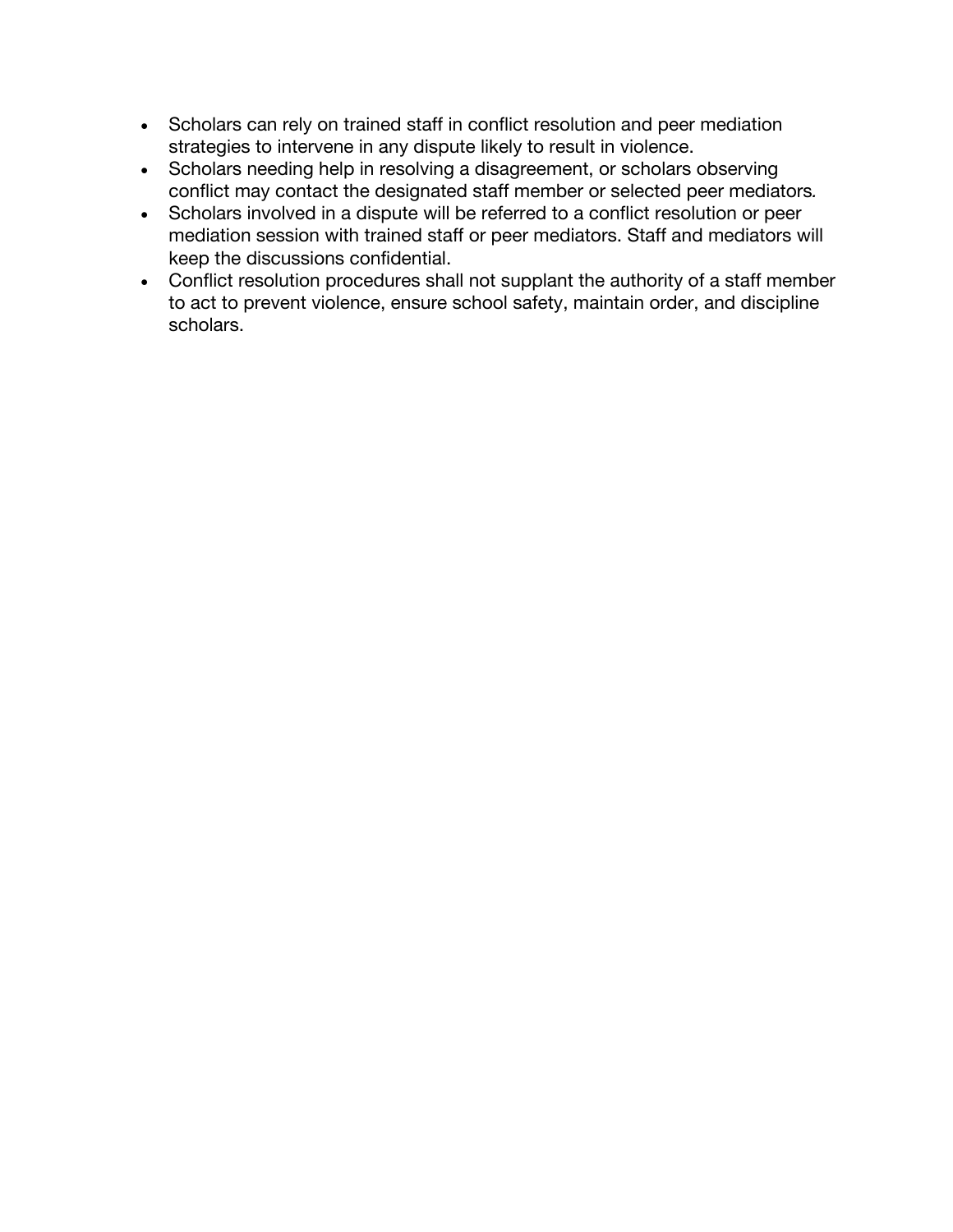- Scholars can rely on trained staff in conflict resolution and peer mediation strategies to intervene in any dispute likely to result in violence.
- Scholars needing help in resolving a disagreement, or scholars observing conflict may contact the designated staff member or selected peer mediators.
- Scholars involved in a dispute will be referred to a conflict resolution or peer mediation session with trained staff or peer mediators. Staff and mediators will keep the discussions confidential.
- Conflict resolution procedures shall not supplant the authority of a staff member to act to prevent violence, ensure school safety, maintain order, and discipline scholars.